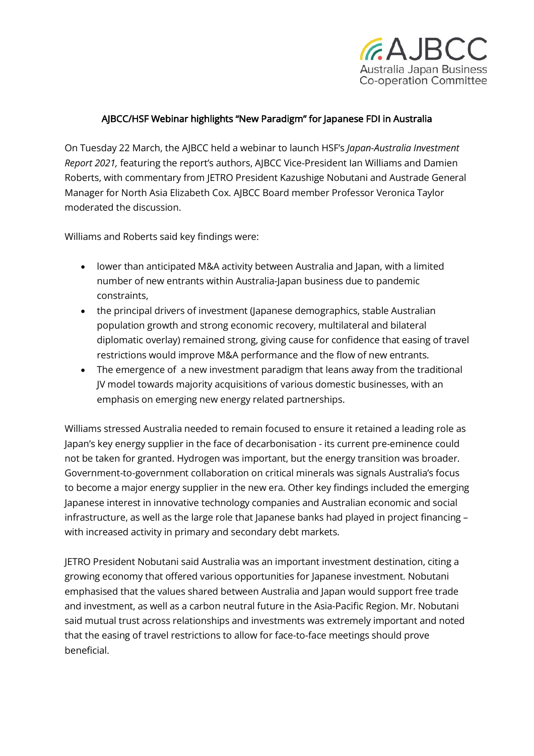## AJBCC/HSF Webinar highlights "New Paradigm" for Japanese FDI in Australia

On Tuesday 22 March, the AJBCC held a webinar to launch HSF's *Japan-Australia Investment Report 2021,* featuring the report's authors, AJBCC Vice-President Ian Williams and Damien Roberts, with commentary from JETRO President Kazushige Nobutani and Austrade General Manager for North Asia Elizabeth Cox. AJBCC Board member Professor Veronica Taylor moderated the discussion.

Williams and Roberts said key findings were:

- lower than anticipated M&A activity between Australia and Japan, with a limited number of new entrants within Australia-Japan business due to pandemic constraints,
- the principal drivers of investment (Japanese demographics, stable Australian population growth and strong economic recovery, multilateral and bilateral diplomatic overlay) remained strong, giving cause for confidence that easing of travel restrictions would improve M&A performance and the flow of new entrants.
- The emergence of a new investment paradigm that leans away from the traditional JV model towards majority acquisitions of various domestic businesses, with an emphasis on emerging new energy related partnerships.

Williams stressed Australia needed to remain focused to ensure it retained a leading role as Japan's key energy supplier in the face of decarbonisation - its current pre-eminence could not be taken for granted. Hydrogen was important, but the energy transition was broader. Government-to-government collaboration on critical minerals was signals Australia's focus to become a major energy supplier in the new era. Other key findings included the emerging Japanese interest in innovative technology companies and Australian economic and social infrastructure, as well as the large role that Japanese banks had played in project financing – with increased activity in primary and secondary debt markets.

JETRO President Nobutani said Australia was an important investment destination, citing a growing economy that offered various opportunities for Japanese investment. Nobutani emphasised that the values shared between Australia and Japan would support free trade and investment, as well as a carbon neutral future in the Asia-Pacific Region. Mr. Nobutani said mutual trust across relationships and investments was extremely important and noted that the easing of travel restrictions to allow for face-to-face meetings should prove beneficial.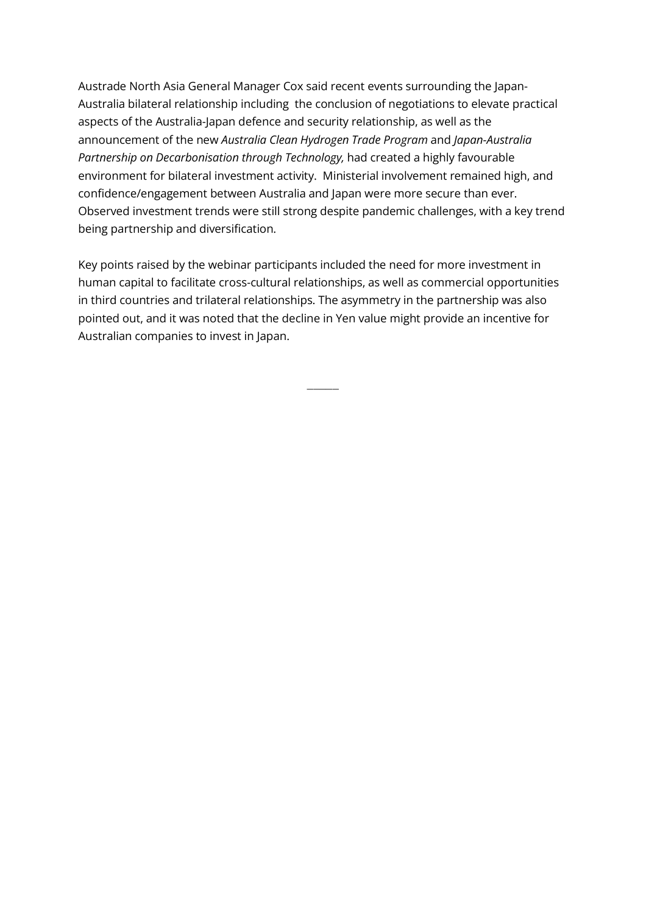Austrade North Asia General Manager Cox said recent events surrounding the Japan-Australia bilateral relationship including  the conclusion of negotiations to elevate practical aspects of the Australia-Japan defence and security relationship, as well as the announcement of the new *Australia Clean Hydrogen Trade Program* and *Japan-Australia Partnership on Decarbonisation through Technology,* had created a highly favourable environment for bilateral investment activity.  Ministerial involvement remained high, and confidence/engagement between Australia and Japan were more secure than ever. Observed investment trends were still strong despite pandemic challenges, with a key trend being partnership and diversification.

Key points raised by the webinar participants included the need for more investment in human capital to facilitate cross-cultural relationships, as well as commercial opportunities in third countries and trilateral relationships. The asymmetry in the partnership was also pointed out, and it was noted that the decline in Yen value might provide an incentive for Australian companies to invest in Japan.

---